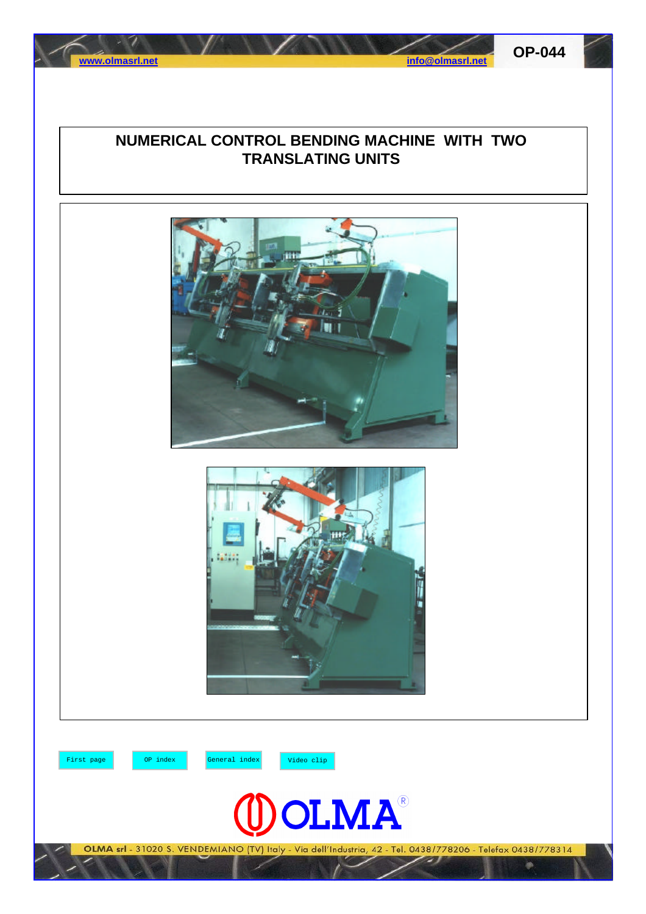OP-044

# NUMERICAL CONTROL BENDING MACHINE WITH TWO TRANSLATING UNITS

First page | OP index | General index | Video clip

OLMA®

OLMA srl - 31020 S. VENDEMIANO (TV) Italy - Via dell'Industria, 42 - Tel. 0438/778206 - Telefax 0438/778314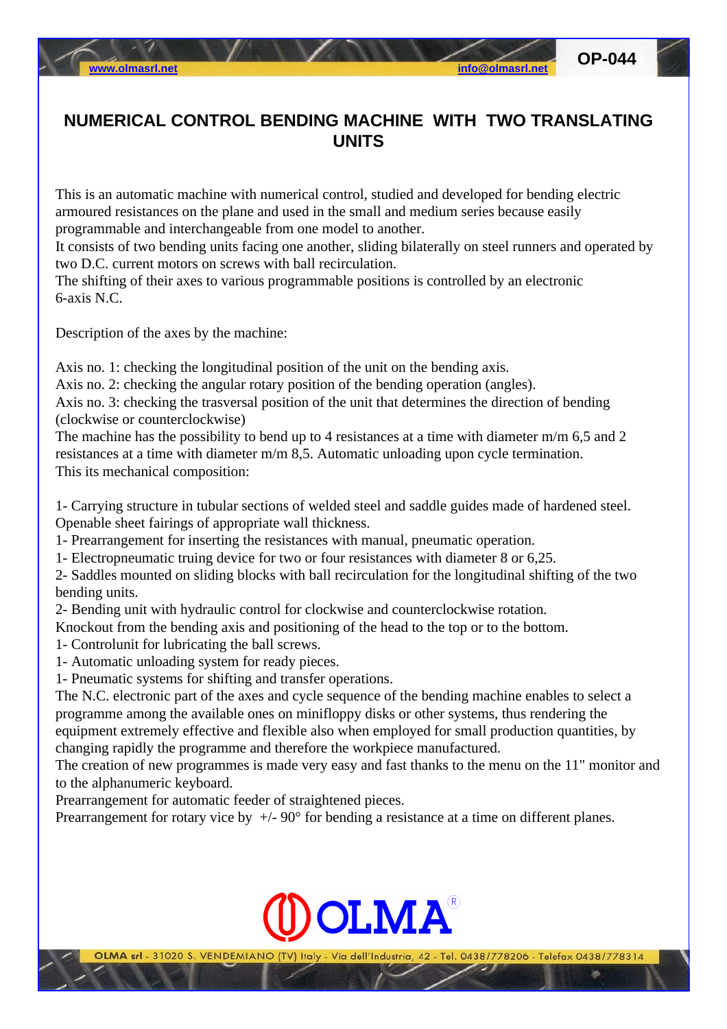# NUMERICAL CONTROL BENDING MACHINE WITH TWO TRANSLATING UNITS

This is an automatic machine with numerical control, studied and developed for bending electric armoured resistances on the plane and used in the small and medium series because easily programmable and interchangeable from one model to another.
It consists of two bending units facing one another, sliding bilaterally on steel runners and operated by two D.C. current motors on screws with ball recirculation.
The shifting of their axes to various programmable positions is controlled by an electronic 6-axis N.C.

Description of the axes by the machine:

Axis no. 1: checking the longitudinal position of the unit on the bending axis.
Axis no. 2: checking the angular rotary position of the bending operation (angles).
Axis no. 3: checking the trasversal position of the unit that determines the direction of bending (clockwise or counterclockwise)
The machine has the possibility to bend up to 4 resistances at a time with diameter m/m 6,5 and 2 resistances at a time with diameter m/m 8,5. Automatic unloading upon cycle termination.
This its mechanical composition:

1- Carrying structure in tubular sections of welded steel and saddle guides made of hardened steel. Openable sheet fairings of appropriate wall thickness.
1- Prearrangement for inserting the resistances with manual, pneumatic operation.
1- Electropneumatic truing device for two or four resistances with diameter 8 or 6,25.
2- Saddles mounted on sliding blocks with ball recirculation for the longitudinal shifting of the two bending units.
2- Bending unit with hydraulic control for clockwise and counterclockwise rotation.
Knockout from the bending axis and positioning of the head to the top or to the bottom.
1- Controlunit for lubricating the ball screws.
1- Automatic unloading system for ready pieces.
1- Pneumatic systems for shifting and transfer operations.
The N.C. electronic part of the axes and cycle sequence of the bending machine enables to select a programme among the available ones on minifloppy disks or other systems, thus rendering the equipment extremely effective and flexible also when employed for small production quantities, by changing rapidly the programme and therefore the workpiece manufactured.
The creation of new programmes is made very easy and fast thanks to the menu on the 11" monitor and to the alphanumeric keyboard.
Prearrangement for automatic feeder of straightened pieces.
Prearrangement for rotary vice by +/- 90° for bending a resistance at a time on different planes.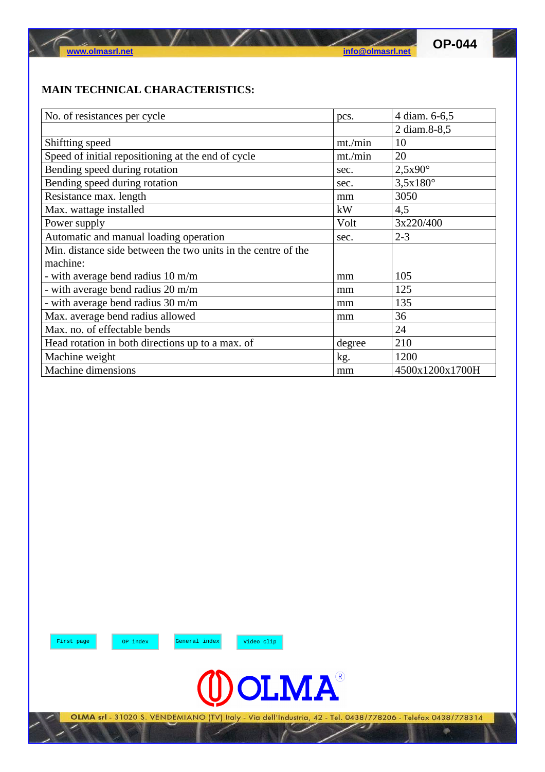## MAIN TECHNICAL CHARACTERISTICS:

| | | |
|---|---|---|
| No. of resistances per cycle | pcs. | 4 diam. 6-6,5 |
| | | 2 diam.8-8,5 |
| Shiftting speed | mt./min | 10 |
| Speed of initial repositioning at the end of cycle | mt./min | 20 |
| Bending speed during rotation | sec. | 2,5x90° |
| Bending speed during rotation | sec. | 3,5x180° |
| Resistance max. length | mm | 3050 |
| Max. wattage installed | kW | 4,5 |
| Power supply | Volt | 3x220/400 |
| Automatic and manual loading operation | sec. | 2-3 |
| Min. distance side between the two units in the centre of the machine: | | |
| - with average bend radius 10 m/m | mm | 105 |
| - with average bend radius 20 m/m | mm | 125 |
| - with average bend radius 30 m/m | mm | 135 |
| Max. average bend radius allowed | mm | 36 |
| Max. no. of effectable bends | | 24 |
| Head rotation in both directions up to a max. of | degree | 210 |
| Machine weight | kg. | 1200 |
| Machine dimensions | mm | 4500x1200x1700H |

First page | OP index | General index | Video clip